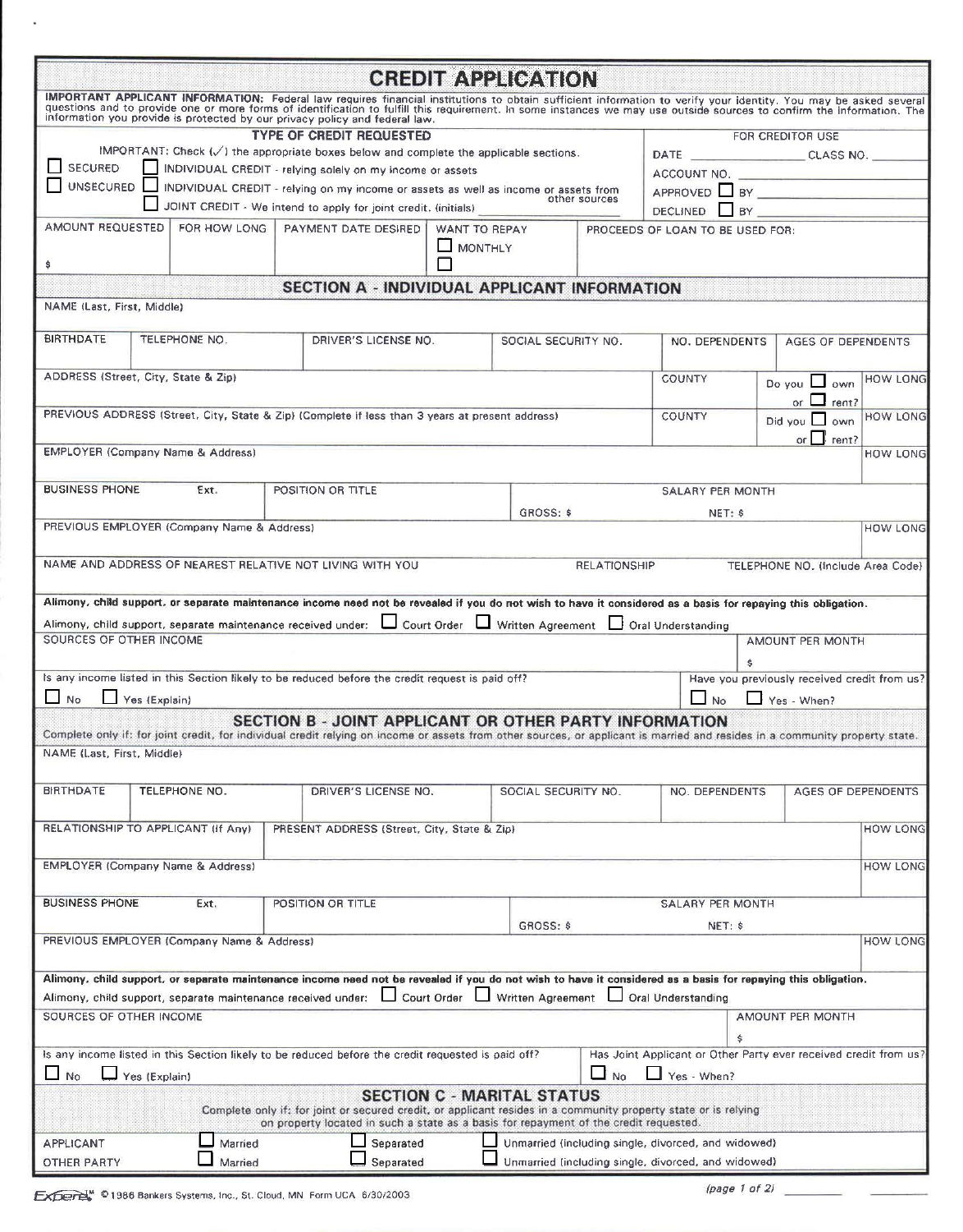# CREDIT APPLICATION

**IMPORTANT APPLICANT INFORMATION:** Federal law requires financial institutions to obtain sufficient information to verify your identity. You may be asked several questions and to provide one or more forms of identification to fulfill this requirement. In some instances we may use outside sources to confirm the information. The information you provide is protected by our privacy policy and federal law.

### TYPE OF CREDIT REQUESTED

IMPORTANT: Check (✓) the appropriate boxes below and complete the applicable sections.

- ☐ SECURED
- ☐ UNSECURED
- ☐ INDIVIDUAL CREDIT - relying solely on my income or assets
- ☐ INDIVIDUAL CREDIT - relying on my income or assets as well as income or assets from other sources
- ☐ JOINT CREDIT - We intend to apply for joint credit. (initials) ______

**FOR CREDITOR USE**

DATE ______ CLASS NO. ______
ACCOUNT NO. ______
APPROVED ☐ BY ______
DECLINED ☐ BY ______

| AMOUNT REQUESTED | FOR HOW LONG | PAYMENT DATE DESIRED | WANT TO REPAY | PROCEEDS OF LOAN TO BE USED FOR: |
|---|---|---|---|---|
| $ | | | ☐ MONTHLY ☐ | |

## SECTION A - INDIVIDUAL APPLICANT INFORMATION

NAME (Last, First, Middle)

| BIRTHDATE | TELEPHONE NO. | DRIVER'S LICENSE NO. | SOCIAL SECURITY NO. | NO. DEPENDENTS | AGES OF DEPENDENTS |
|---|---|---|---|---|---|
| | | | | | |

| ADDRESS (Street, City, State & Zip) | COUNTY | Do you ☐ own or ☐ rent? | HOW LONG |
|---|---|---|---|
| | | | |

| PREVIOUS ADDRESS (Street, City, State & Zip) (Complete if less than 3 years at present address) | COUNTY | Did you ☐ own or ☐ rent? | HOW LONG |
|---|---|---|---|
| | | | |

| EMPLOYER (Company Name & Address) | HOW LONG |
|---|---|
| | |

| BUSINESS PHONE | Ext. | POSITION OR TITLE | SALARY PER MONTH GROSS: $ | NET: $ |
|---|---|---|---|---|
| | | | | |

| PREVIOUS EMPLOYER (Company Name & Address) | HOW LONG |
|---|---|
| | |

| NAME AND ADDRESS OF NEAREST RELATIVE NOT LIVING WITH YOU | RELATIONSHIP | TELEPHONE NO. (Include Area Code) |
|---|---|---|
| | | |

**Alimony, child support, or separate maintenance income need not be revealed if you do not wish to have it considered as a basis for repaying this obligation.**

Alimony, child support, separate maintenance received under: ☐ Court Order ☐ Written Agreement ☐ Oral Understanding

| SOURCES OF OTHER INCOME | AMOUNT PER MONTH |
|---|---|
| | $ |

Is any income listed in this Section likely to be reduced before the credit request is paid off? ☐ No ☐ Yes (Explain)

Have you previously received credit from us? ☐ No ☐ Yes - When?

## SECTION B - JOINT APPLICANT OR OTHER PARTY INFORMATION

Complete only if: for joint credit, for individual credit relying on income or assets from other sources, or applicant is married and resides in a community property state.

NAME (Last, First, Middle)

| BIRTHDATE | TELEPHONE NO. | DRIVER'S LICENSE NO. | SOCIAL SECURITY NO. | NO. DEPENDENTS | AGES OF DEPENDENTS |
|---|---|---|---|---|---|
| | | | | | |

| RELATIONSHIP TO APPLICANT (If Any) | PRESENT ADDRESS (Street, City, State & Zip) | HOW LONG |
|---|---|---|
| | | |

| EMPLOYER (Company Name & Address) | HOW LONG |
|---|---|
| | |

| BUSINESS PHONE | Ext. | POSITION OR TITLE | SALARY PER MONTH GROSS: $ | NET: $ |
|---|---|---|---|---|
| | | | | |

| PREVIOUS EMPLOYER (Company Name & Address) | HOW LONG |
|---|---|
| | |

**Alimony, child support, or separate maintenance income need not be revealed if you do not wish to have it considered as a basis for repaying this obligation.**

Alimony, child support, separate maintenance received under: ☐ Court Order ☐ Written Agreement ☐ Oral Understanding

| SOURCES OF OTHER INCOME | AMOUNT PER MONTH |
|---|---|
| | $ |

Is any income listed in this Section likely to be reduced before the credit requested is paid off? ☐ No ☐ Yes (Explain)

Has Joint Applicant or Other Party ever received credit from us? ☐ No ☐ Yes - When?

## SECTION C - MARITAL STATUS

Complete only if: for joint or secured credit, or applicant resides in a community property state or is relying on property located in such a state as a basis for repayment of the credit requested.

| | | | |
|---|---|---|---|
| APPLICANT | ☐ Married | ☐ Separated | ☐ Unmarried (including single, divorced, and widowed) |
| OTHER PARTY | ☐ Married | ☐ Separated | ☐ Unmarried (including single, divorced, and widowed) |

Experе™ © 1986 Bankers Systems, Inc., St. Cloud, MN Form UCA 6/30/2003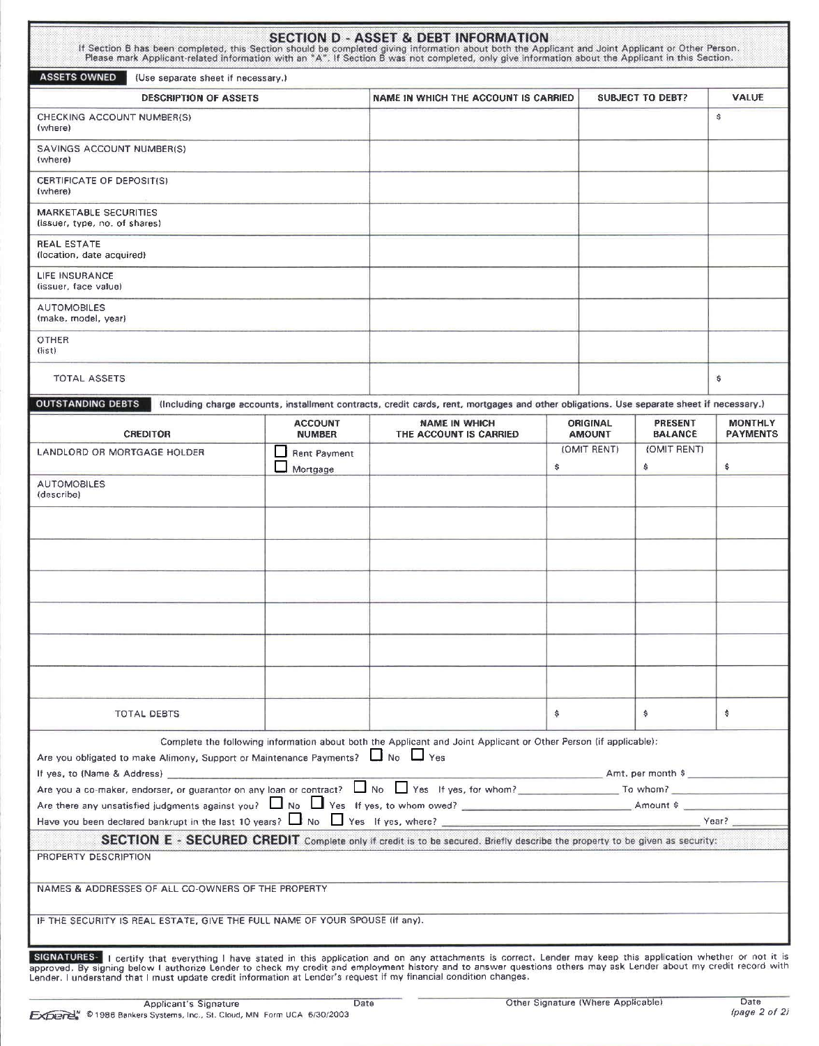## SECTION D - ASSET & DEBT INFORMATION

If Section B has been completed, this Section should be completed giving information about both the Applicant and Joint Applicant or Other Person. Please mark Applicant-related information with an "A". If Section B was not completed, only give information about the Applicant in this Section.

**ASSETS OWNED** (Use separate sheet if necessary.)

| DESCRIPTION OF ASSETS | NAME IN WHICH THE ACCOUNT IS CARRIED | SUBJECT TO DEBT? | VALUE |
|---|---|---|---|
| CHECKING ACCOUNT NUMBER(S) (where) | | | $ |
| SAVINGS ACCOUNT NUMBER(S) (where) | | | |
| CERTIFICATE OF DEPOSIT(S) (where) | | | |
| MARKETABLE SECURITIES (issuer, type, no. of shares) | | | |
| REAL ESTATE (location, date acquired) | | | |
| LIFE INSURANCE (issuer, face value) | | | |
| AUTOMOBILES (make, model, year) | | | |
| OTHER (list) | | | |
| TOTAL ASSETS | | | $ |

**OUTSTANDING DEBTS** (Including charge accounts, installment contracts, credit cards, rent, mortgages and other obligations. Use separate sheet if necessary.)

| CREDITOR | ACCOUNT NUMBER | NAME IN WHICH THE ACCOUNT IS CARRIED | ORIGINAL AMOUNT | PRESENT BALANCE | MONTHLY PAYMENTS |
|---|---|---|---|---|---|
| LANDLORD OR MORTGAGE HOLDER | ☐ Rent Payment ☐ Mortgage | | (OMIT RENT) $ | (OMIT RENT) $ | $ |
| AUTOMOBILES (describe) | | | | | |
| | | | | | |
| | | | | | |
| | | | | | |
| | | | | | |
| | | | | | |
| | | | | | |
| TOTAL DEBTS | | | $ | $ | $ |

Complete the following information about both the Applicant and Joint Applicant or Other Person (if applicable):

Are you obligated to make Alimony, Support or Maintenance Payments? ☐ No ☐ Yes

If yes, to (Name & Address) ______________________ Amt. per month $ ________

Are you a co-maker, endorser, or guarantor on any loan or contract? ☐ No ☐ Yes If yes, for whom? ____________ To whom? ____________

Are there any unsatisfied judgments against you? ☐ No ☐ Yes If yes, to whom owed? ______________________ Amount $ ________

Have you been declared bankrupt in the last 10 years? ☐ No ☐ Yes If yes, where? ______________________ Year? ________

## SECTION E - SECURED CREDIT

Complete only if credit is to be secured. Briefly describe the property to be given as security:

PROPERTY DESCRIPTION

NAMES & ADDRESSES OF ALL CO-OWNERS OF THE PROPERTY

IF THE SECURITY IS REAL ESTATE, GIVE THE FULL NAME OF YOUR SPOUSE (if any).

**SIGNATURES** - I certify that everything I have stated in this application and on any attachments is correct. Lender may keep this application whether or not it is approved. By signing below I authorize Lender to check my credit and employment history and to answer questions others may ask Lender about my credit record with Lender. I understand that I must update credit information at Lender's request if my financial condition changes.

| Applicant's Signature | Date | Other Signature (Where Applicable) | Date |
|---|---|---|---|

Experе™ © 1986 Bankers Systems, Inc., St. Cloud, MN Form UCA 6/30/2003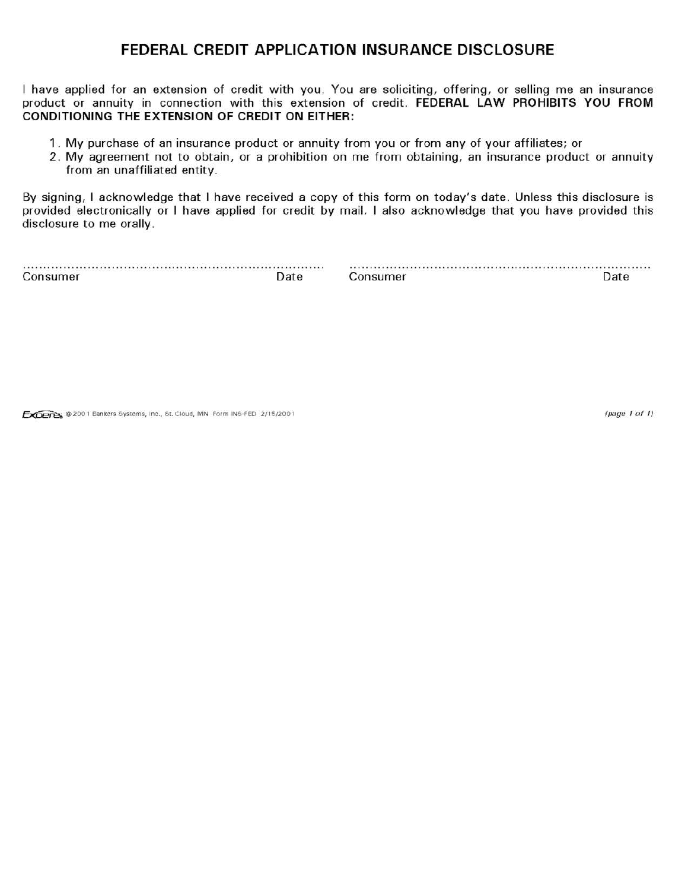# FEDERAL CREDIT APPLICATION INSURANCE DISCLOSURE

I have applied for an extension of credit with you. You are soliciting, offering, or selling me an insurance product or annuity in connection with this extension of credit. **FEDERAL LAW PROHIBITS YOU FROM CONDITIONING THE EXTENSION OF CREDIT ON EITHER:**

1. My purchase of an insurance product or annuity from you or from any of your affiliates; or
2. My agreement not to obtain, or a prohibition on me from obtaining, an insurance product or annuity from an unaffiliated entity.

By signing, I acknowledge that I have received a copy of this form on today's date. Unless this disclosure is provided electronically or I have applied for credit by mail, I also acknowledge that you have provided this disclosure to me orally.

| | | | |
|---|---|---|---|
| Consumer | Date | Consumer | Date |

Experts © 2001 Bankers Systems, Inc., St. Cloud, MN Form INS-FED 2/15/2001